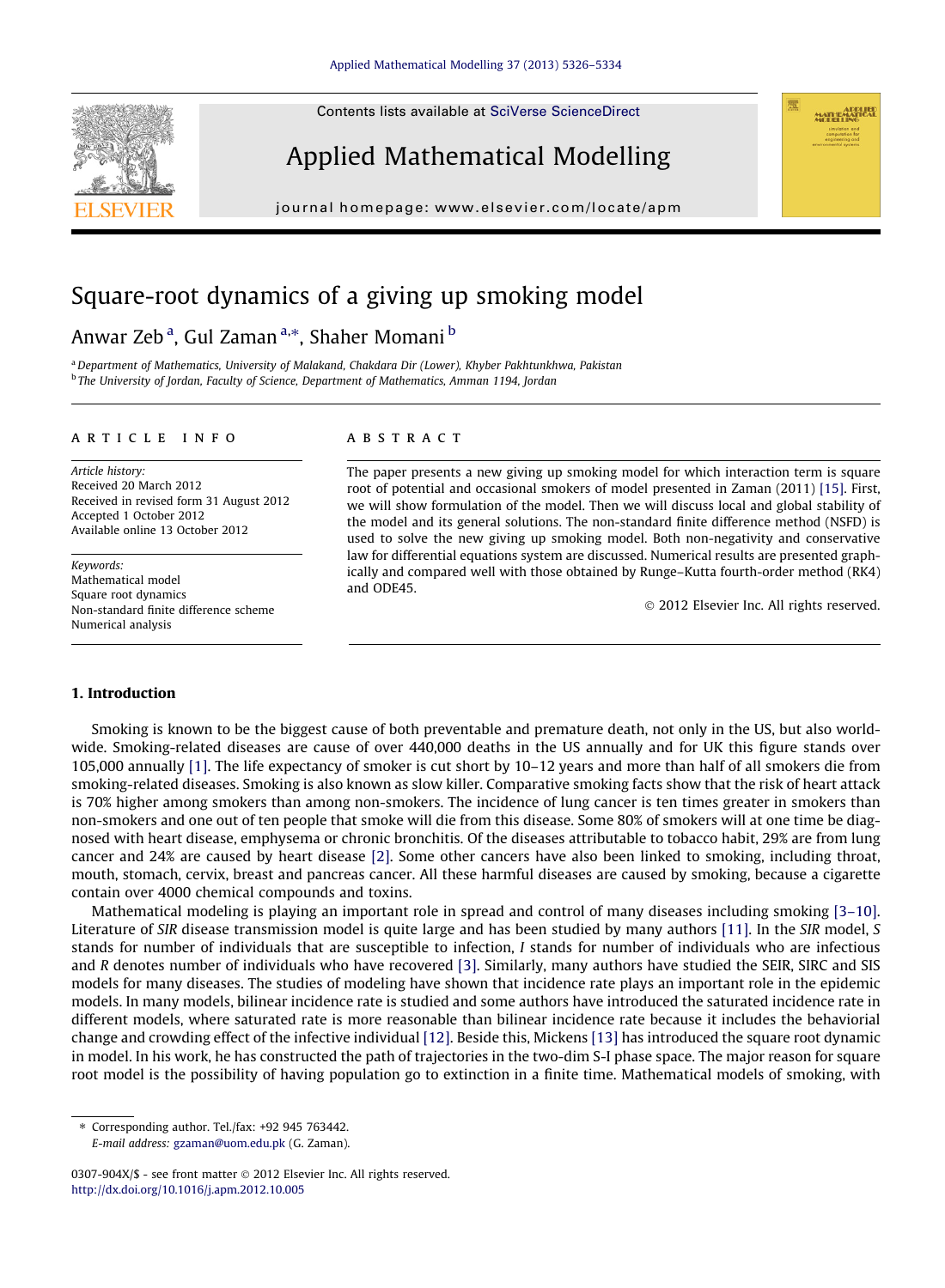# Square-root dynamics of a giving up smoking model

Anwar Zeb [a], Gul Zaman [a,*], Shaher Momani [b]

[a] Department of Mathematics, University of Malakand, Chakdara Dir (Lower), Khyber Pakhtunkhwa, Pakistan
[b] The University of Jordan, Faculty of Science, Department of Mathematics, Amman 1194, Jordan

**ARTICLE INFO**

*Article history:*
Received 20 March 2012
Received in revised form 31 August 2012
Accepted 1 October 2012
Available online 13 October 2012

*Keywords:*
Mathematical model
Square root dynamics
Non-standard finite difference scheme
Numerical analysis

**ABSTRACT**

The paper presents a new giving up smoking model for which interaction term is square root of potential and occasional smokers of model presented in Zaman (2011) [15]. First, we will show formulation of the model. Then we will discuss local and global stability of the model and its general solutions. The non-standard finite difference method (NSFD) is used to solve the new giving up smoking model. Both non-negativity and conservative law for differential equations system are discussed. Numerical results are presented graphically and compared well with those obtained by Runge–Kutta fourth-order method (RK4) and ODE45.

© 2012 Elsevier Inc. All rights reserved.

## 1. Introduction

Smoking is known to be the biggest cause of both preventable and premature death, not only in the US, but also worldwide. Smoking-related diseases are cause of over 440,000 deaths in the US annually and for UK this figure stands over 105,000 annually [1]. The life expectancy of smoker is cut short by 10–12 years and more than half of all smokers die from smoking-related diseases. Smoking is also known as slow killer. Comparative smoking facts show that the risk of heart attack is 70% higher among smokers than among non-smokers. The incidence of lung cancer is ten times greater in smokers than non-smokers and one out of ten people that smoke will die from this disease. Some 80% of smokers will at one time be diagnosed with heart disease, emphysema or chronic bronchitis. Of the diseases attributable to tobacco habit, 29% are from lung cancer and 24% are caused by heart disease [2]. Some other cancers have also been linked to smoking, including throat, mouth, stomach, cervix, breast and pancreas cancer. All these harmful diseases are caused by smoking, because a cigarette contain over 4000 chemical compounds and toxins.

Mathematical modeling is playing an important role in spread and control of many diseases including smoking [3–10]. Literature of *SIR* disease transmission model is quite large and has been studied by many authors [11]. In the *SIR* model, *S* stands for number of individuals that are susceptible to infection, *I* stands for number of individuals who are infectious and *R* denotes number of individuals who have recovered [3]. Similarly, many authors have studied the SEIR, SIRC and SIS models for many diseases. The studies of modeling have shown that incidence rate plays an important role in the epidemic models. In many models, bilinear incidence rate is studied and some authors have introduced the saturated incidence rate in different models, where saturated rate is more reasonable than bilinear incidence rate because it includes the behaviorial change and crowding effect of the infective individual [12]. Beside this, Mickens [13] has introduced the square root dynamic in model. In his work, he has constructed the path of trajectories in the two-dim S-I phase space. The major reason for square root model is the possibility of having population go to extinction in a finite time. Mathematical models of smoking, with

* Corresponding author. Tel./fax: +92 945 763442.
E-mail address: gzaman@uom.edu.pk (G. Zaman).

0307-904X/$ - see front matter © 2012 Elsevier Inc. All rights reserved.
http://dx.doi.org/10.1016/j.apm.2012.10.005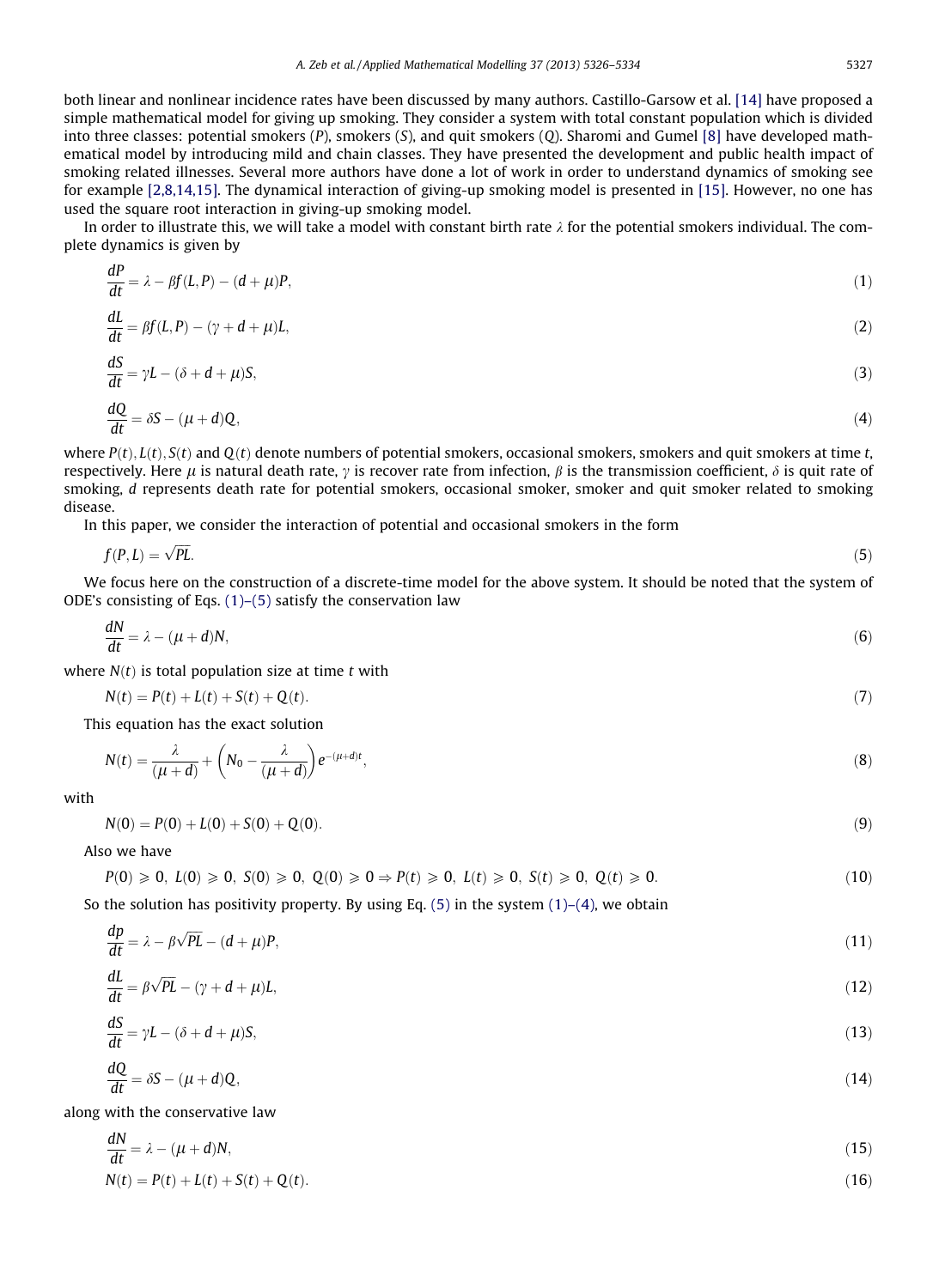both linear and nonlinear incidence rates have been discussed by many authors. Castillo-Garsow et al. [14] have proposed a simple mathematical model for giving up smoking. They consider a system with total constant population which is divided into three classes: potential smokers ($P$), smokers ($S$), and quit smokers ($Q$). Sharomi and Gumel [8] have developed mathematical model by introducing mild and chain classes. They have presented the development and public health impact of smoking related illnesses. Several more authors have done a lot of work in order to understand dynamics of smoking see for example [2,8,14,15]. The dynamical interaction of giving-up smoking model is presented in [15]. However, no one has used the square root interaction in giving-up smoking model.

In order to illustrate this, we will take a model with constant birth rate $\lambda$ for the potential smokers individual. The complete dynamics is given by

$$\frac{dP}{dt} = \lambda - \beta f(L,P) - (d+\mu)P, \tag{1}$$

$$\frac{dL}{dt} = \beta f(L,P) - (\gamma + d + \mu)L, \tag{2}$$

$$\frac{dS}{dt} = \gamma L - (\delta + d + \mu)S, \tag{3}$$

$$\frac{dQ}{dt} = \delta S - (\mu + d)Q, \tag{4}$$

where $P(t), L(t), S(t)$ and $Q(t)$ denote numbers of potential smokers, occasional smokers, smokers and quit smokers at time $t$, respectively. Here $\mu$ is natural death rate, $\gamma$ is recover rate from infection, $\beta$ is the transmission coefficient, $\delta$ is quit rate of smoking, $d$ represents death rate for potential smokers, occasional smoker, smoker and quit smoker related to smoking disease.

In this paper, we consider the interaction of potential and occasional smokers in the form

$$f(P,L) = \sqrt{PL}. \tag{5}$$

We focus here on the construction of a discrete-time model for the above system. It should be noted that the system of ODE's consisting of Eqs. (1)–(5) satisfy the conservation law

$$\frac{dN}{dt} = \lambda - (\mu + d)N, \tag{6}$$

where $N(t)$ is total population size at time $t$ with

$$N(t) = P(t) + L(t) + S(t) + Q(t). \tag{7}$$

This equation has the exact solution

$$N(t) = \frac{\lambda}{(\mu + d)} + \left(N_0 - \frac{\lambda}{(\mu + d)}\right)e^{-(\mu+d)t}, \tag{8}$$

with

$$N(0) = P(0) + L(0) + S(0) + Q(0). \tag{9}$$

Also we have

$$P(0) \geqslant 0,\ L(0) \geqslant 0,\ S(0) \geqslant 0,\ Q(0) \geqslant 0 \Rightarrow P(t) \geqslant 0,\ L(t) \geqslant 0,\ S(t) \geqslant 0,\ Q(t) \geqslant 0. \tag{10}$$

So the solution has positivity property. By using Eq. (5) in the system (1)–(4), we obtain

$$\frac{dp}{dt} = \lambda - \beta\sqrt{PL} - (d+\mu)P, \tag{11}$$

$$\frac{dL}{dt} = \beta\sqrt{PL} - (\gamma + d + \mu)L, \tag{12}$$

$$\frac{dS}{dt} = \gamma L - (\delta + d + \mu)S, \tag{13}$$

$$\frac{dQ}{dt} = \delta S - (\mu + d)Q, \tag{14}$$

along with the conservative law

$$\frac{dN}{dt} = \lambda - (\mu + d)N, \tag{15}$$

$$N(t) = P(t) + L(t) + S(t) + Q(t). \tag{16}$$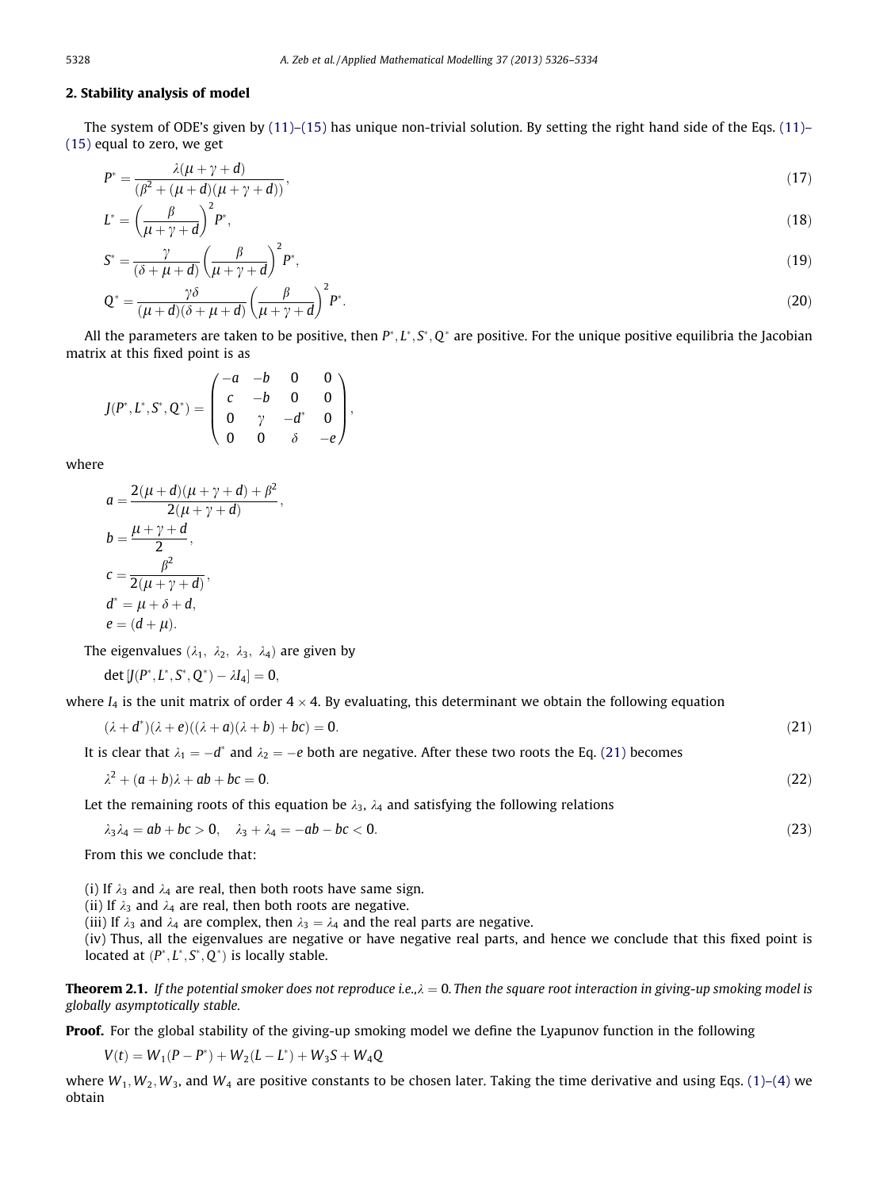## 2. Stability analysis of model

The system of ODE's given by (11)–(15) has unique non-trivial solution. By setting the right hand side of the Eqs. (11)–(15) equal to zero, we get

$$P^* = \frac{\lambda(\mu+\gamma+d)}{(\beta^2 + (\mu+d)(\mu+\gamma+d))}, \tag{17}$$

$$L^* = \left(\frac{\beta}{\mu+\gamma+d}\right)^2 P^*, \tag{18}$$

$$S^* = \frac{\gamma}{(\delta+\mu+d)}\left(\frac{\beta}{\mu+\gamma+d}\right)^2 P^*, \tag{19}$$

$$Q^* = \frac{\gamma\delta}{(\mu+d)(\delta+\mu+d)}\left(\frac{\beta}{\mu+\gamma+d}\right)^2 P^*. \tag{20}$$

All the parameters are taken to be positive, then $P^*, L^*, S^*, Q^*$ are positive. For the unique positive equilibria the Jacobian matrix at this fixed point is as

$$J(P^*, L^*, S^*, Q^*) = \begin{pmatrix} -a & -b & 0 & 0 \\ c & -b & 0 & 0 \\ 0 & \gamma & -d^* & 0 \\ 0 & 0 & \delta & -e \end{pmatrix},$$

where

$$a = \frac{2(\mu+d)(\mu+\gamma+d)+\beta^2}{2(\mu+\gamma+d)},$$
$$b = \frac{\mu+\gamma+d}{2},$$
$$c = \frac{\beta^2}{2(\mu+\gamma+d)},$$
$$d^* = \mu+\delta+d,$$
$$e = (d+\mu).$$

The eigenvalues $(\lambda_1,\ \lambda_2,\ \lambda_3,\ \lambda_4)$ are given by

$$\det[J(P^*, L^*, S^*, Q^*) - \lambda I_4] = 0,$$

where $I_4$ is the unit matrix of order $4 \times 4$. By evaluating, this determinant we obtain the following equation

$$(\lambda + d^*)(\lambda + e)((\lambda + a)(\lambda + b) + bc) = 0. \tag{21}$$

It is clear that $\lambda_1 = -d^*$ and $\lambda_2 = -e$ both are negative. After these two roots the Eq. (21) becomes

$$\lambda^2 + (a+b)\lambda + ab + bc = 0. \tag{22}$$

Let the remaining roots of this equation be $\lambda_3$, $\lambda_4$ and satisfying the following relations

$$\lambda_3\lambda_4 = ab + bc > 0, \quad \lambda_3 + \lambda_4 = -ab - bc < 0. \tag{23}$$

From this we conclude that:

(i) If $\lambda_3$ and $\lambda_4$ are real, then both roots have same sign.
(ii) If $\lambda_3$ and $\lambda_4$ are real, then both roots are negative.
(iii) If $\lambda_3$ and $\lambda_4$ are complex, then $\lambda_3 = \lambda_4$ and the real parts are negative.
(iv) Thus, all the eigenvalues are negative or have negative real parts, and hence we conclude that this fixed point is located at $(P^*, L^*, S^*, Q^*)$ is locally stable.

**Theorem 2.1.** *If the potential smoker does not reproduce i.e.,$\lambda = 0$. Then the square root interaction in giving-up smoking model is globally asymptotically stable.*

**Proof.** For the global stability of the giving-up smoking model we define the Lyapunov function in the following

$$V(t) = W_1(P - P^*) + W_2(L - L^*) + W_3 S + W_4 Q$$

where $W_1, W_2, W_3$, and $W_4$ are positive constants to be chosen later. Taking the time derivative and using Eqs. (1)–(4) we obtain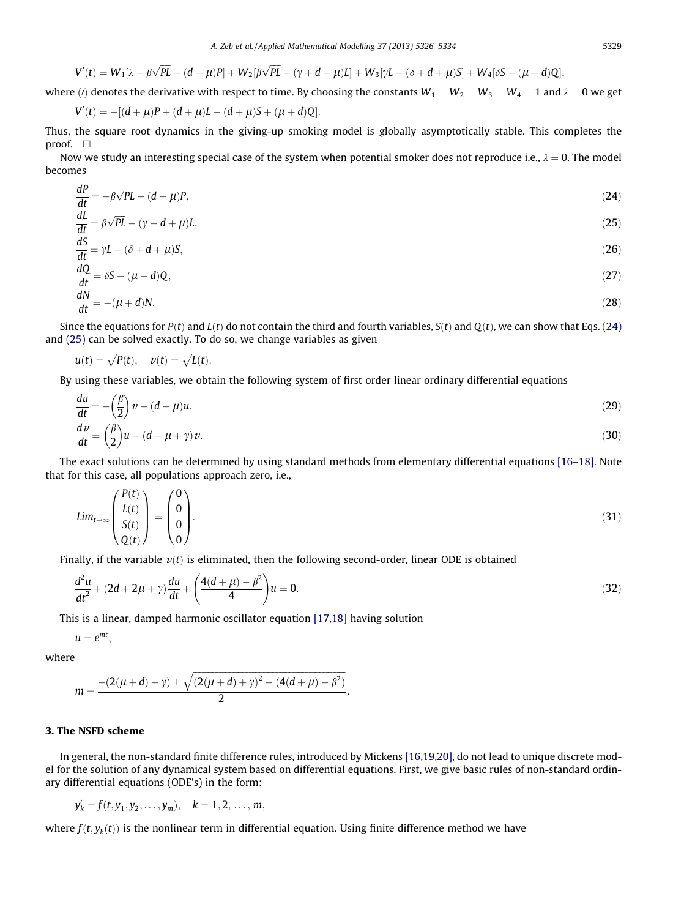$$V'(t) = W_1[\lambda - \beta\sqrt{PL} - (d+\mu)P] + W_2[\beta\sqrt{PL} - (\gamma + d + \mu)L] + W_3[\gamma L - (\delta + d + \mu)S] + W_4[\delta S - (\mu + d)Q],$$

where ($\prime$) denotes the derivative with respect to time. By choosing the constants $W_1 = W_2 = W_3 = W_4 = 1$ and $\lambda = 0$ we get

$$V'(t) = -[(d+\mu)P + (d+\mu)L + (d+\mu)S + (\mu+d)Q].$$

Thus, the square root dynamics in the giving-up smoking model is globally asymptotically stable. This completes the proof. $\square$

Now we study an interesting special case of the system when potential smoker does not reproduce i.e., $\lambda = 0$. The model becomes

$$\frac{dP}{dt} = -\beta\sqrt{PL} - (d+\mu)P, \tag{24}$$

$$\frac{dL}{dt} = \beta\sqrt{PL} - (\gamma + d + \mu)L, \tag{25}$$

$$\frac{dS}{dt} = \gamma L - (\delta + d + \mu)S, \tag{26}$$

$$\frac{dQ}{dt} = \delta S - (\mu + d)Q, \tag{27}$$

$$\frac{dN}{dt} = -(\mu + d)N. \tag{28}$$

Since the equations for $P(t)$ and $L(t)$ do not contain the third and fourth variables, $S(t)$ and $Q(t)$, we can show that Eqs. (24) and (25) can be solved exactly. To do so, we change variables as given

$$u(t) = \sqrt{P(t)}, \quad v(t) = \sqrt{L(t)}.$$

By using these variables, we obtain the following system of first order linear ordinary differential equations

$$\frac{du}{dt} = -\left(\frac{\beta}{2}\right)v - (d+\mu)u, \tag{29}$$

$$\frac{dv}{dt} = \left(\frac{\beta}{2}\right)u - (d+\mu+\gamma)v. \tag{30}$$

The exact solutions can be determined by using standard methods from elementary differential equations [16–18]. Note that for this case, all populations approach zero, i.e.,

$$Lim_{t\to\infty}\begin{pmatrix} P(t) \\ L(t) \\ S(t) \\ Q(t) \end{pmatrix} = \begin{pmatrix} 0 \\ 0 \\ 0 \\ 0 \end{pmatrix}. \tag{31}$$

Finally, if the variable $v(t)$ is eliminated, then the following second-order, linear ODE is obtained

$$\frac{d^2u}{dt^2} + (2d + 2\mu + \gamma)\frac{du}{dt} + \left(\frac{4(d+\mu) - \beta^2}{4}\right)u = 0. \tag{32}$$

This is a linear, damped harmonic oscillator equation [17,18] having solution

$$u = e^{mt},$$

where

$$m = \frac{-(2(\mu+d)+\gamma) \pm \sqrt{(2(\mu+d)+\gamma)^2 - (4(d+\mu) - \beta^2)}}{2}.$$

## 3. The NSFD scheme

In general, the non-standard finite difference rules, introduced by Mickens [16,19,20], do not lead to unique discrete model for the solution of any dynamical system based on differential equations. First, we give basic rules of non-standard ordinary differential equations (ODE's) in the form:

$$y_k' = f(t, y_1, y_2, \ldots, y_m), \quad k = 1, 2, \ldots, m,$$

where $f(t, y_k(t))$ is the nonlinear term in differential equation. Using finite difference method we have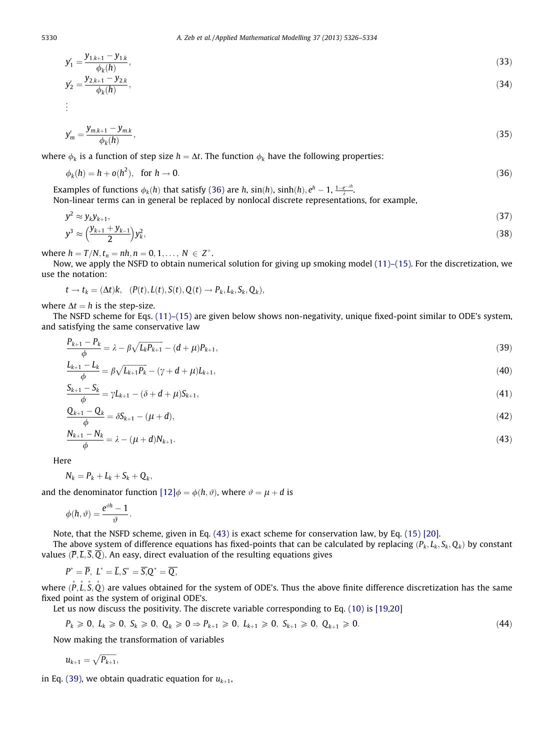$$y_1' = \frac{y_{1,k+1} - y_{1,k}}{\phi_k(h)}, \tag{33}$$

$$y_2' = \frac{y_{2,k+1} - y_{2,k}}{\phi_k(h)}, \tag{34}$$

$$\vdots$$

$$y_m' = \frac{y_{m,k+1} - y_{m,k}}{\phi_k(h)}, \tag{35}$$

where $\phi_k$ is a function of step size $h = \Delta t$. The function $\phi_k$ have the following properties:

$$\phi_k(h) = h + o(h^2), \quad \text{for } h \to 0. \tag{36}$$

Examples of functions $\phi_k(h)$ that satisfy (36) are $h$, $\sin(h)$, $\sinh(h)$, $e^h - 1$, $\frac{1-e^{-\lambda h}}{\lambda}$.

Non-linear terms can in general be replaced by nonlocal discrete representations, for example,

$$y^2 \approx y_k y_{k+1}, \tag{37}$$

$$y^3 \approx \left(\frac{y_{k+1} + y_{k-1}}{2}\right) y_k^2, \tag{38}$$

where $h = T/N, t_n = nh, n = 0, 1, \ldots, N \in Z^+$.

Now, we apply the NSFD to obtain numerical solution for giving up smoking model (11)–(15). For the discretization, we use the notation:

$$t \to t_k = (\Delta t)k, \quad (P(t), L(t), S(t), Q(t) \to P_k, L_k, S_k, Q_k),$$

where $\Delta t = h$ is the step-size.

The NSFD scheme for Eqs. (11)–(15) are given below shows non-negativity, unique fixed-point similar to ODE's system, and satisfying the same conservative law

$$\frac{P_{k+1} - P_k}{\phi} = \lambda - \beta\sqrt{L_k P_{k+1}} - (d + \mu)P_{k+1}, \tag{39}$$

$$\frac{L_{k+1} - L_k}{\phi} = \beta\sqrt{L_{k+1} P_k} - (\gamma + d + \mu)L_{k+1}, \tag{40}$$

$$\frac{S_{k+1} - S_k}{\phi} = \gamma L_{k+1} - (\delta + d + \mu)S_{k+1}, \tag{41}$$

$$\frac{Q_{k+1} - Q_k}{\phi} = \delta S_{k+1} - (\mu + d), \tag{42}$$

$$\frac{N_{k+1} - N_k}{\phi} = \lambda - (\mu + d)N_{k+1}. \tag{43}$$

Here

$$N_k = P_k + L_k + S_k + Q_k,$$

and the denominator function [12] $\phi = \phi(h, \vartheta)$, where $\vartheta = \mu + d$ is

$$\phi(h, \vartheta) = \frac{e^{\vartheta h} - 1}{\vartheta}.$$

Note, that the NSFD scheme, given in Eq. (43) is exact scheme for conservation law, by Eq. (15) [20].

The above system of difference equations has fixed-points that can be calculated by replacing $(P_k, L_k, S_k, Q_k)$ by constant values $(\overline{P}, \overline{L}, \overline{S}, \overline{Q})$. An easy, direct evaluation of the resulting equations gives

$$P^* = \overline{P}, \; L^* = \overline{L}, S^* = \overline{S}, Q^* = \overline{Q},$$

where $(\overset{*}{P}, \overset{*}{L}, \overset{*}{S}, \overset{*}{Q})$ are values obtained for the system of ODE's. Thus the above finite difference discretization has the same fixed point as the system of original ODE's.

Let us now discuss the positivity. The discrete variable corresponding to Eq. (10) is [19,20]

$$P_k \geqslant 0, \; L_k \geqslant 0, \; S_k \geqslant 0, \; Q_k \geqslant 0 \Rightarrow P_{k+1} \geqslant 0, \; L_{k+1} \geqslant 0, \; S_{k+1} \geqslant 0, \; Q_{k+1} \geqslant 0. \tag{44}$$

Now making the transformation of variables

$$u_{k+1} = \sqrt{P_{k+1}},$$

in Eq. (39), we obtain quadratic equation for $u_{k+1}$,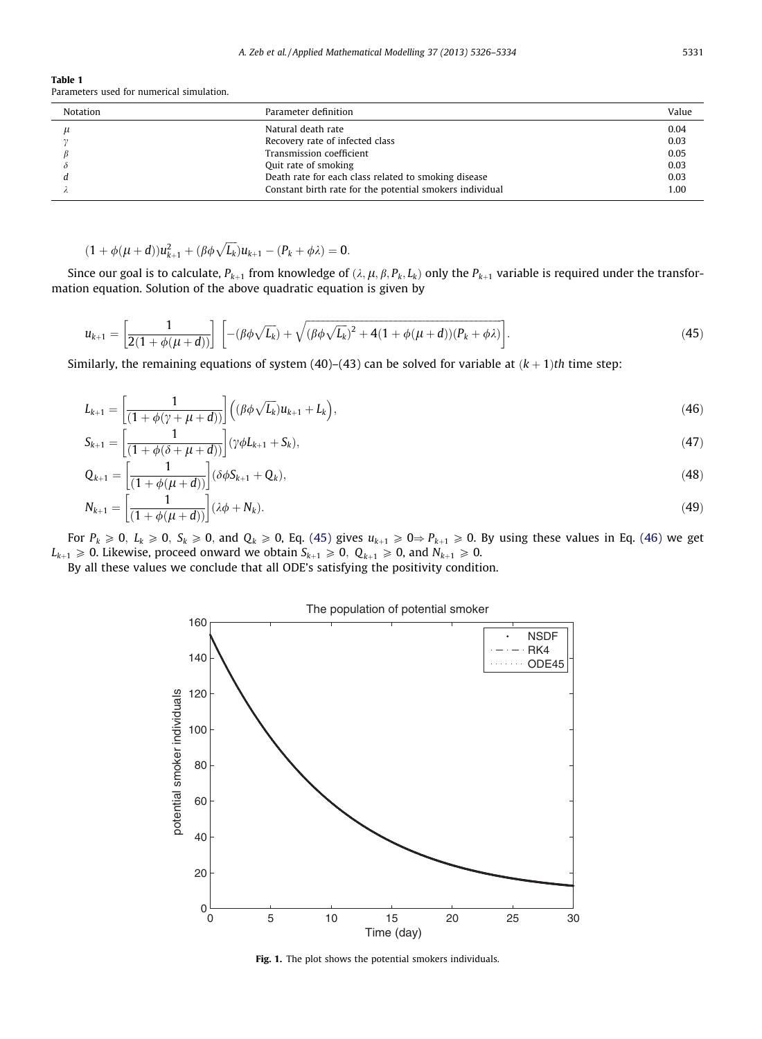**Table 1**
Parameters used for numerical simulation.

| Notation | Parameter definition | Value |
| --- | --- | --- |
| $\mu$ | Natural death rate | 0.04 |
| $\gamma$ | Recovery rate of infected class | 0.03 |
| $\beta$ | Transmission coefficient | 0.05 |
| $\delta$ | Quit rate of smoking | 0.03 |
| $d$ | Death rate for each class related to smoking disease | 0.03 |
| $\lambda$ | Constant birth rate for the potential smokers individual | 1.00 |

$$(1+\phi(\mu+d))u_{k+1}^2 + (\beta\phi\sqrt{L_k})u_{k+1} - (P_k + \phi\lambda) = 0.$$

Since our goal is to calculate, $P_{k+1}$ from knowledge of $(\lambda, \mu, \beta, P_k, L_k)$ only the $P_{k+1}$ variable is required under the transformation equation. Solution of the above quadratic equation is given by

$$u_{k+1} = \left[\frac{1}{2(1+\phi(\mu+d))}\right]\left[-(\beta\phi\sqrt{L_k}) + \sqrt{(\beta\phi\sqrt{L_k})^2 + 4(1+\phi(\mu+d))(P_k+\phi\lambda)}\right]. \tag{45}$$

Similarly, the remaining equations of system (40)–(43) can be solved for variable at $(k+1)th$ time step:

$$L_{k+1} = \left[\frac{1}{(1+\phi(\gamma+\mu+d))}\right]\left((\beta\phi\sqrt{L_k})u_{k+1} + L_k\right), \tag{46}$$

$$S_{k+1} = \left[\frac{1}{(1+\phi(\delta+\mu+d))}\right](\gamma\phi L_{k+1} + S_k), \tag{47}$$

$$Q_{k+1} = \left[\frac{1}{(1+\phi(\mu+d))}\right](\delta\phi S_{k+1} + Q_k), \tag{48}$$

$$N_{k+1} = \left[\frac{1}{(1+\phi(\mu+d))}\right](\lambda\phi + N_k). \tag{49}$$

For $P_k \geqslant 0$, $L_k \geqslant 0$, $S_k \geqslant 0$, and $Q_k \geqslant 0$, Eq. (45) gives $u_{k+1} \geqslant 0 \Rightarrow P_{k+1} \geqslant 0$. By using these values in Eq. (46) we get $L_{k+1} \geqslant 0$. Likewise, proceed onward we obtain $S_{k+1} \geqslant 0$, $Q_{k+1} \geqslant 0$, and $N_{k+1} \geqslant 0$.

By all these values we conclude that all ODE's satisfying the positivity condition.

**Fig. 1.** The plot shows the potential smokers individuals.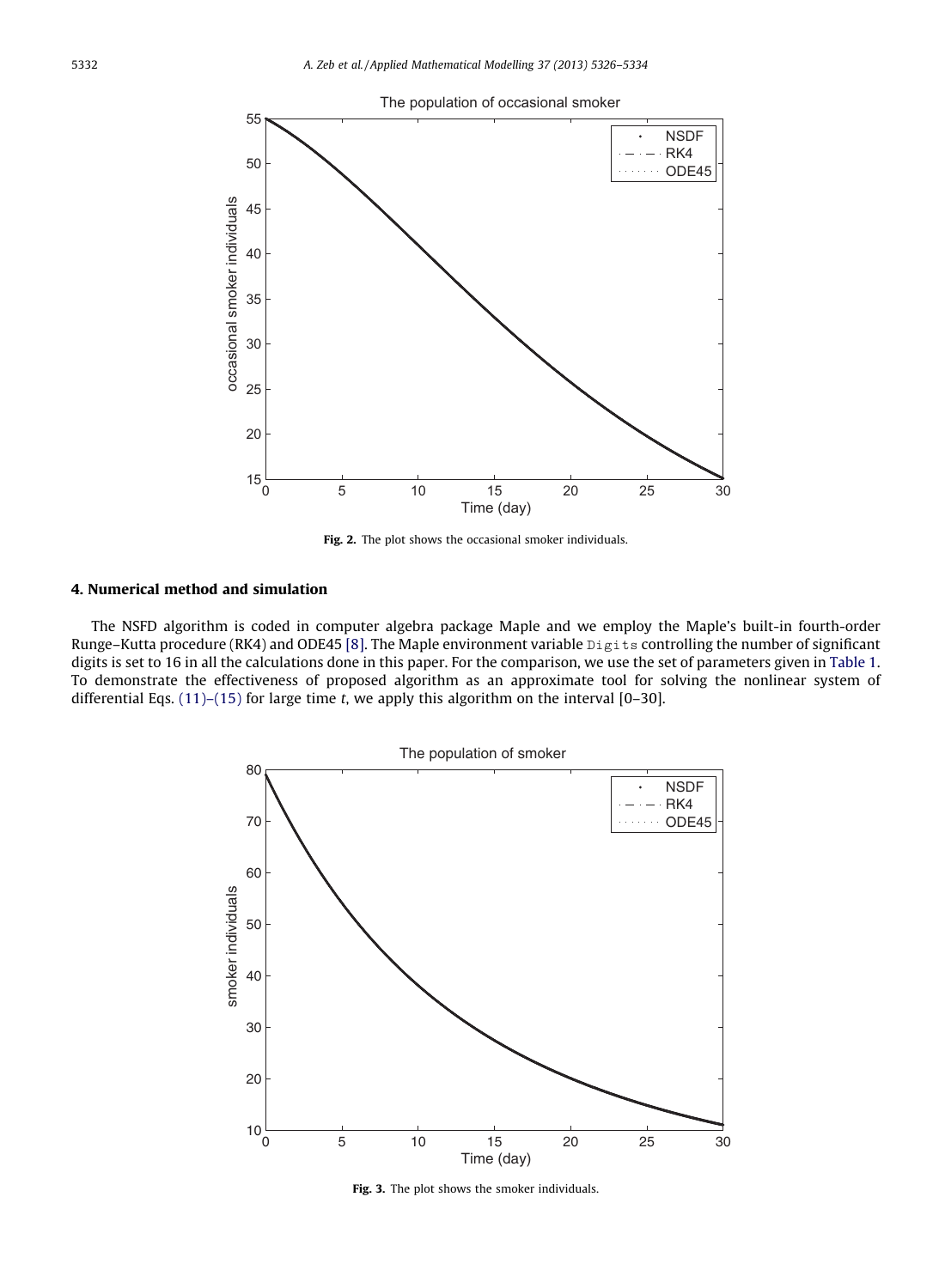Fig. 2. The plot shows the occasional smoker individuals.

## 4. Numerical method and simulation

The NSFD algorithm is coded in computer algebra package Maple and we employ the Maple's built-in fourth-order Runge–Kutta procedure (RK4) and ODE45 [8]. The Maple environment variable `Digits` controlling the number of significant digits is set to 16 in all the calculations done in this paper. For the comparison, we use the set of parameters given in Table 1. To demonstrate the effectiveness of proposed algorithm as an approximate tool for solving the nonlinear system of differential Eqs. (11)–(15) for large time $t$, we apply this algorithm on the interval [0–30].

Fig. 3. The plot shows the smoker individuals.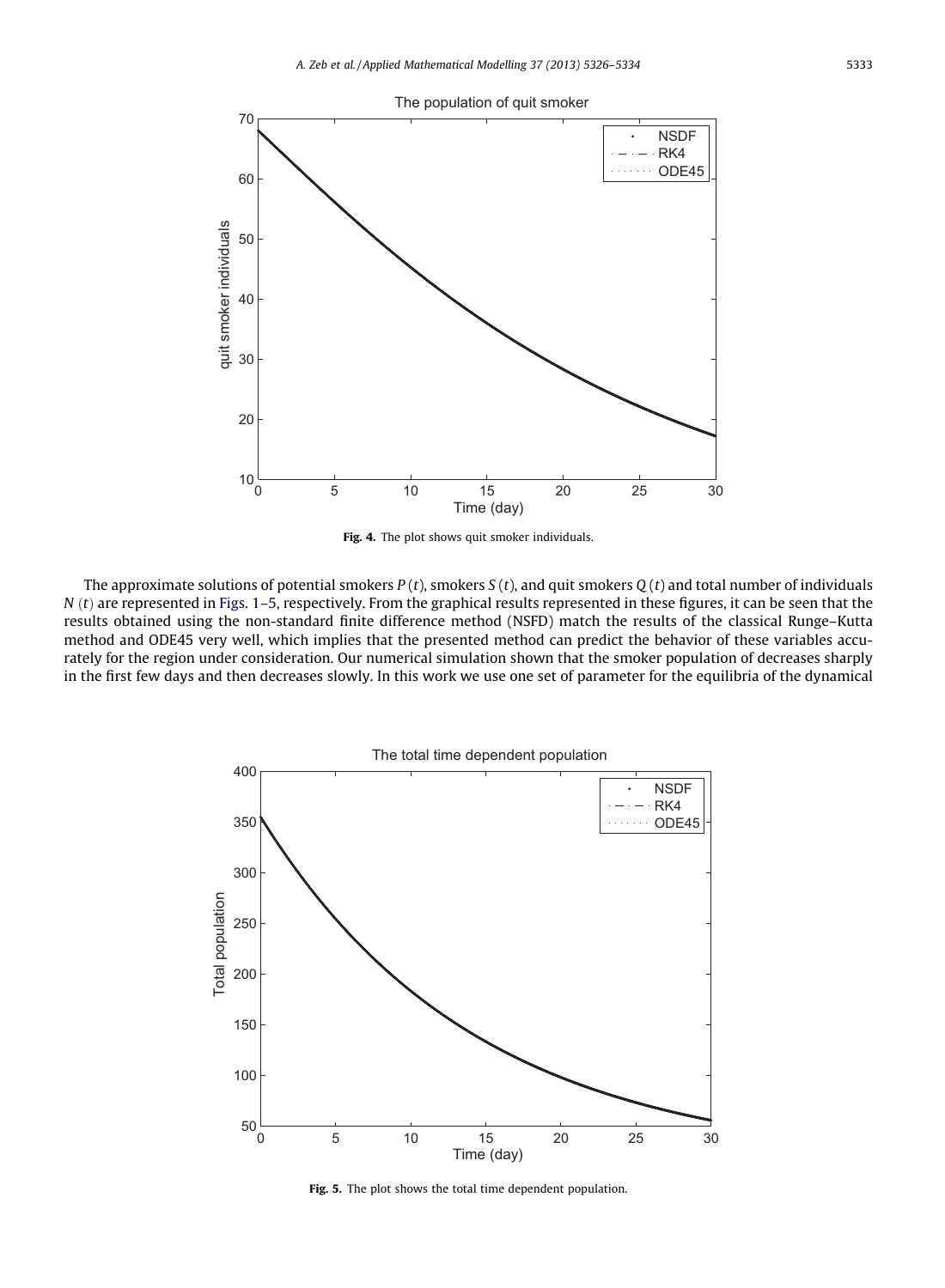**Fig. 4.** The plot shows quit smoker individuals.

The approximate solutions of potential smokers $P(t)$, smokers $S(t)$, and quit smokers $Q(t)$ and total number of individuals $N(t)$ are represented in Figs. 1–5, respectively. From the graphical results represented in these figures, it can be seen that the results obtained using the non-standard finite difference method (NSFD) match the results of the classical Runge–Kutta method and ODE45 very well, which implies that the presented method can predict the behavior of these variables accurately for the region under consideration. Our numerical simulation shown that the smoker population of decreases sharply in the first few days and then decreases slowly. In this work we use one set of parameter for the equilibria of the dynamical

**Fig. 5.** The plot shows the total time dependent population.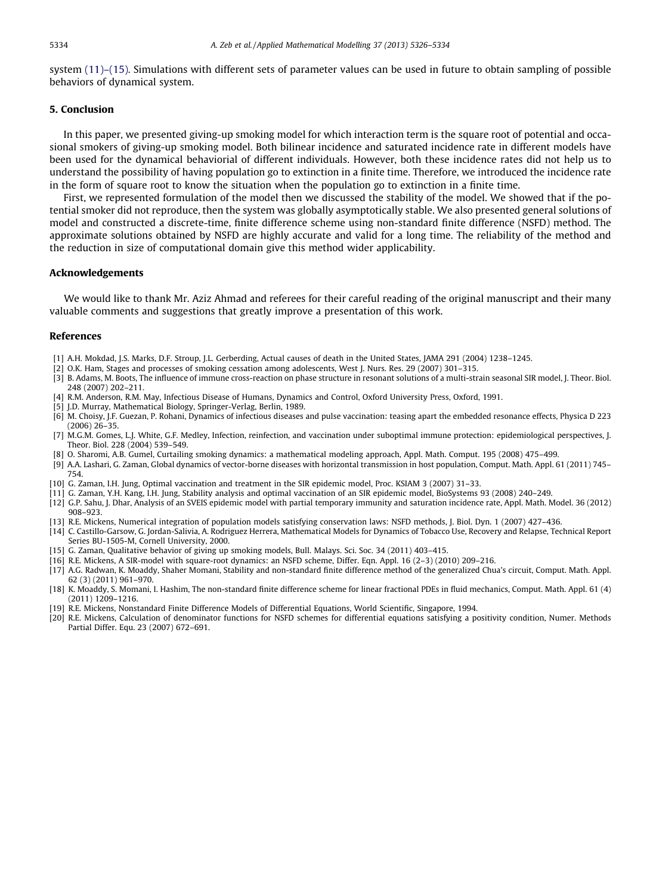system (11)–(15). Simulations with different sets of parameter values can be used in future to obtain sampling of possible behaviors of dynamical system.

## 5. Conclusion

In this paper, we presented giving-up smoking model for which interaction term is the square root of potential and occasional smokers of giving-up smoking model. Both bilinear incidence and saturated incidence rate in different models have been used for the dynamical behaviorial of different individuals. However, both these incidence rates did not help us to understand the possibility of having population go to extinction in a finite time. Therefore, we introduced the incidence rate in the form of square root to know the situation when the population go to extinction in a finite time.

First, we represented formulation of the model then we discussed the stability of the model. We showed that if the potential smoker did not reproduce, then the system was globally asymptotically stable. We also presented general solutions of model and constructed a discrete-time, finite difference scheme using non-standard finite difference (NSFD) method. The approximate solutions obtained by NSFD are highly accurate and valid for a long time. The reliability of the method and the reduction in size of computational domain give this method wider applicability.

## Acknowledgements

We would like to thank Mr. Aziz Ahmad and referees for their careful reading of the original manuscript and their many valuable comments and suggestions that greatly improve a presentation of this work.

## References

[1] A.H. Mokdad, J.S. Marks, D.F. Stroup, J.L. Gerberding, Actual causes of death in the United States, JAMA 291 (2004) 1238–1245.
[2] O.K. Ham, Stages and processes of smoking cessation among adolescents, West J. Nurs. Res. 29 (2007) 301–315.
[3] B. Adams, M. Boots, The influence of immune cross-reaction on phase structure in resonant solutions of a multi-strain seasonal SIR model, J. Theor. Biol. 248 (2007) 202–211.
[4] R.M. Anderson, R.M. May, Infectious Disease of Humans, Dynamics and Control, Oxford University Press, Oxford, 1991.
[5] J.D. Murray, Mathematical Biology, Springer-Verlag, Berlin, 1989.
[6] M. Choisy, J.F. Guezan, P. Rohani, Dynamics of infectious diseases and pulse vaccination: teasing apart the embedded resonance effects, Physica D 223 (2006) 26–35.
[7] M.G.M. Gomes, L.J. White, G.F. Medley, Infection, reinfection, and vaccination under suboptimal immune protection: epidemiological perspectives, J. Theor. Biol. 228 (2004) 539–549.
[8] O. Sharomi, A.B. Gumel, Curtailing smoking dynamics: a mathematical modeling approach, Appl. Math. Comput. 195 (2008) 475–499.
[9] A.A. Lashari, G. Zaman, Global dynamics of vector-borne diseases with horizontal transmission in host population, Comput. Math. Appl. 61 (2011) 745–754.
[10] G. Zaman, I.H. Jung, Optimal vaccination and treatment in the SIR epidemic model, Proc. KSIAM 3 (2007) 31–33.
[11] G. Zaman, Y.H. Kang, I.H. Jung, Stability analysis and optimal vaccination of an SIR epidemic model, BioSystems 93 (2008) 240–249.
[12] G.P. Sahu, J. Dhar, Analysis of an SVEIS epidemic model with partial temporary immunity and saturation incidence rate, Appl. Math. Model. 36 (2012) 908–923.
[13] R.E. Mickens, Numerical integration of population models satisfying conservation laws: NSFD methods, J. Biol. Dyn. 1 (2007) 427–436.
[14] C. Castillo-Garsow, G. Jordan-Salivia, A. Rodriguez Herrera, Mathematical Models for Dynamics of Tobacco Use, Recovery and Relapse, Technical Report Series BU-1505-M, Cornell University, 2000.
[15] G. Zaman, Qualitative behavior of giving up smoking models, Bull. Malays. Sci. Soc. 34 (2011) 403–415.
[16] R.E. Mickens, A SIR-model with square-root dynamics: an NSFD scheme, Differ. Eqn. Appl. 16 (2–3) (2010) 209–216.
[17] A.G. Radwan, K. Moaddy, Shaher Momani, Stability and non-standard finite difference method of the generalized Chua's circuit, Comput. Math. Appl. 62 (3) (2011) 961–970.
[18] K. Moaddy, S. Momani, I. Hashim, The non-standard finite difference scheme for linear fractional PDEs in fluid mechanics, Comput. Math. Appl. 61 (4) (2011) 1209–1216.
[19] R.E. Mickens, Nonstandard Finite Difference Models of Differential Equations, World Scientific, Singapore, 1994.
[20] R.E. Mickens, Calculation of denominator functions for NSFD schemes for differential equations satisfying a positivity condition, Numer. Methods Partial Differ. Equ. 23 (2007) 672–691.